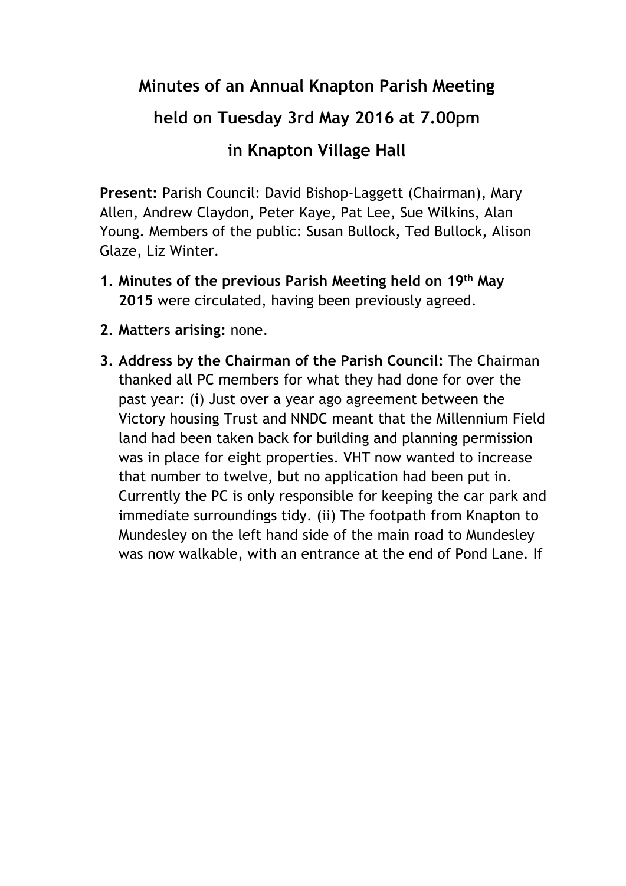# Minutes of an Annual Knapton Parish Meeting

# held on Tuesday 3rd May 2016 at 7.00pm

# in Knapton Village Hall

**Present:** Parish Council: David Bishop-Laggett (Chairman), Mary Allen, Andrew Claydon, Peter Kaye, Pat Lee, Sue Wilkins, Alan Young. Members of the public: Susan Bullock, Ted Bullock, Alison Glaze, Liz Winter.

1. **Minutes of the previous Parish Meeting held on 19th May 2015** were circulated, having been previously agreed.
2. **Matters arising:** none.
3. **Address by the Chairman of the Parish Council:** The Chairman thanked all PC members for what they had done for over the past year: (i) Just over a year ago agreement between the Victory housing Trust and NNDC meant that the Millennium Field land had been taken back for building and planning permission was in place for eight properties. VHT now wanted to increase that number to twelve, but no application had been put in. Currently the PC is only responsible for keeping the car park and immediate surroundings tidy. (ii) The footpath from Knapton to Mundesley on the left hand side of the main road to Mundesley was now walkable, with an entrance at the end of Pond Lane. If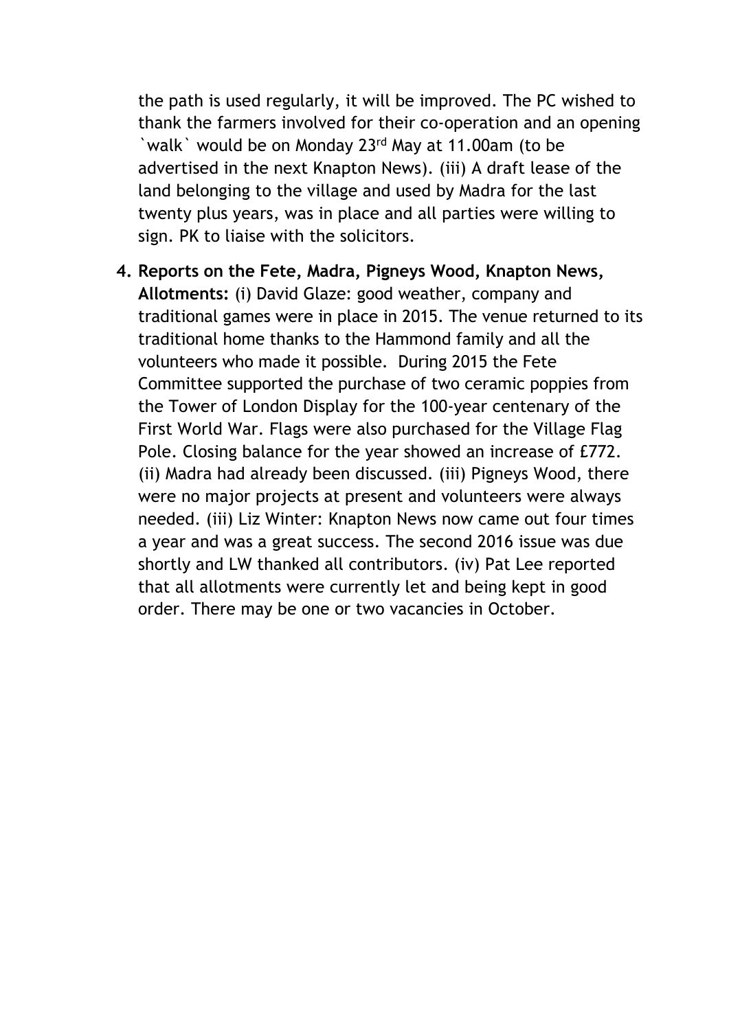the path is used regularly, it will be improved. The PC wished to thank the farmers involved for their co-operation and an opening `walk` would be on Monday 23rd May at 11.00am (to be advertised in the next Knapton News). (iii) A draft lease of the land belonging to the village and used by Madra for the last twenty plus years, was in place and all parties were willing to sign. PK to liaise with the solicitors.

4. **Reports on the Fete, Madra, Pigneys Wood, Knapton News, Allotments:** (i) David Glaze: good weather, company and traditional games were in place in 2015. The venue returned to its traditional home thanks to the Hammond family and all the volunteers who made it possible. During 2015 the Fete Committee supported the purchase of two ceramic poppies from the Tower of London Display for the 100-year centenary of the First World War. Flags were also purchased for the Village Flag Pole. Closing balance for the year showed an increase of £772. (ii) Madra had already been discussed. (iii) Pigneys Wood, there were no major projects at present and volunteers were always needed. (iii) Liz Winter: Knapton News now came out four times a year and was a great success. The second 2016 issue was due shortly and LW thanked all contributors. (iv) Pat Lee reported that all allotments were currently let and being kept in good order. There may be one or two vacancies in October.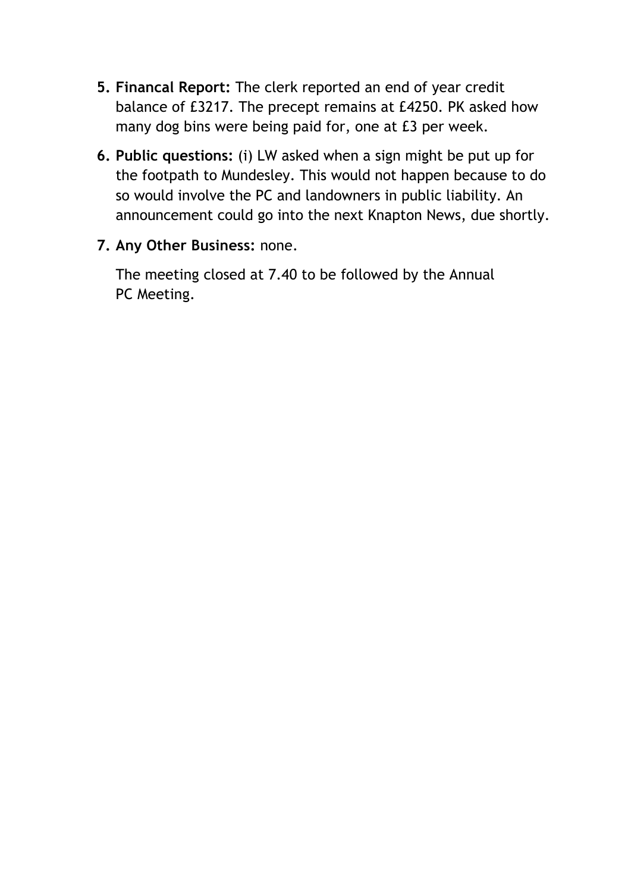5. **Financal Report:** The clerk reported an end of year credit balance of £3217. The precept remains at £4250. PK asked how many dog bins were being paid for, one at £3 per week.

6. **Public questions:** (i) LW asked when a sign might be put up for the footpath to Mundesley. This would not happen because to do so would involve the PC and landowners in public liability. An announcement could go into the next Knapton News, due shortly.

7. **Any Other Business:** none.

   The meeting closed at 7.40 to be followed by the Annual PC Meeting.